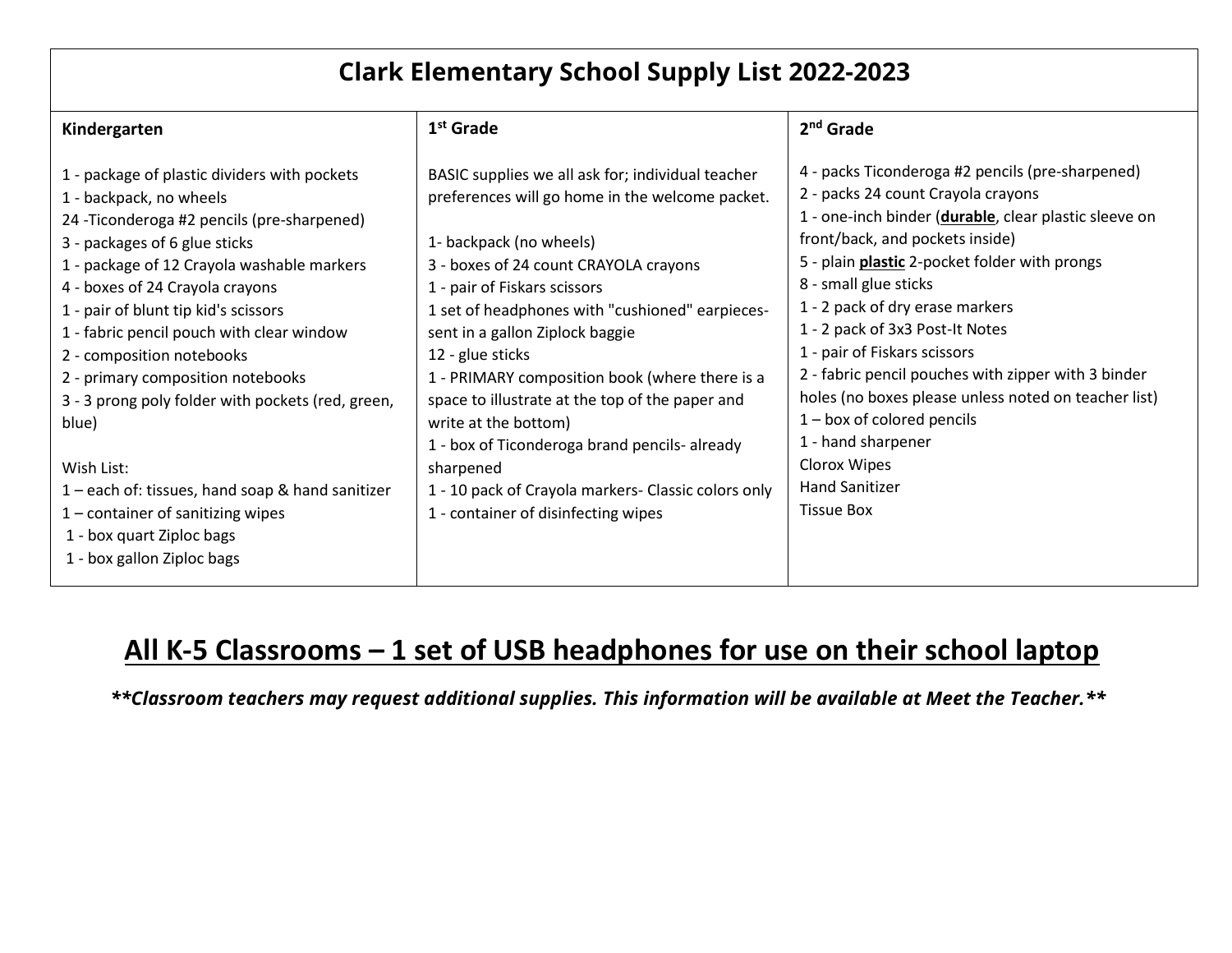# Clark Elementary School Supply List 2022-2023

| Kindergarten | 1st Grade | 2nd Grade |
|---|---|---|
| 1 - package of plastic dividers with pockets<br>1 - backpack, no wheels<br>24 -Ticonderoga #2 pencils (pre-sharpened)<br>3 - packages of 6 glue sticks<br>1 - package of 12 Crayola washable markers<br>4 - boxes of 24 Crayola crayons<br>1 - pair of blunt tip kid's scissors<br>1 - fabric pencil pouch with clear window<br>2 - composition notebooks<br>2 - primary composition notebooks<br>3 - 3 prong poly folder with pockets (red, green, blue)<br><br>Wish List:<br>1 – each of: tissues, hand soap & hand sanitizer<br>1 – container of sanitizing wipes<br>1 - box quart Ziploc bags<br>1 - box gallon Ziploc bags | BASIC supplies we all ask for; individual teacher preferences will go home in the welcome packet.<br><br>1- backpack (no wheels)<br>3 - boxes of 24 count CRAYOLA crayons<br>1 - pair of Fiskars scissors<br>1 set of headphones with "cushioned" earpieces-sent in a gallon Ziplock baggie<br>12 - glue sticks<br>1 - PRIMARY composition book (where there is a space to illustrate at the top of the paper and write at the bottom)<br>1 - box of Ticonderoga brand pencils- already sharpened<br>1 - 10 pack of Crayola markers- Classic colors only<br>1 - container of disinfecting wipes | 4 - packs Ticonderoga #2 pencils (pre-sharpened)<br>2 - packs 24 count Crayola crayons<br>1 - one-inch binder (**<u>durable</u>**, clear plastic sleeve on front/back, and pockets inside)<br>5 - plain **<u>plastic</u>** 2-pocket folder with prongs<br>8 - small glue sticks<br>1 - 2 pack of dry erase markers<br>1 - 2 pack of 3x3 Post-It Notes<br>1 - pair of Fiskars scissors<br>2 - fabric pencil pouches with zipper with 3 binder holes (no boxes please unless noted on teacher list)<br>1 – box of colored pencils<br>1 - hand sharpener<br>Clorox Wipes<br>Hand Sanitizer<br>Tissue Box |

## <u>All K-5 Classrooms – 1 set of USB headphones for use on their school laptop</u>

***\*\*Classroom teachers may request additional supplies. This information will be available at Meet the Teacher.\*\****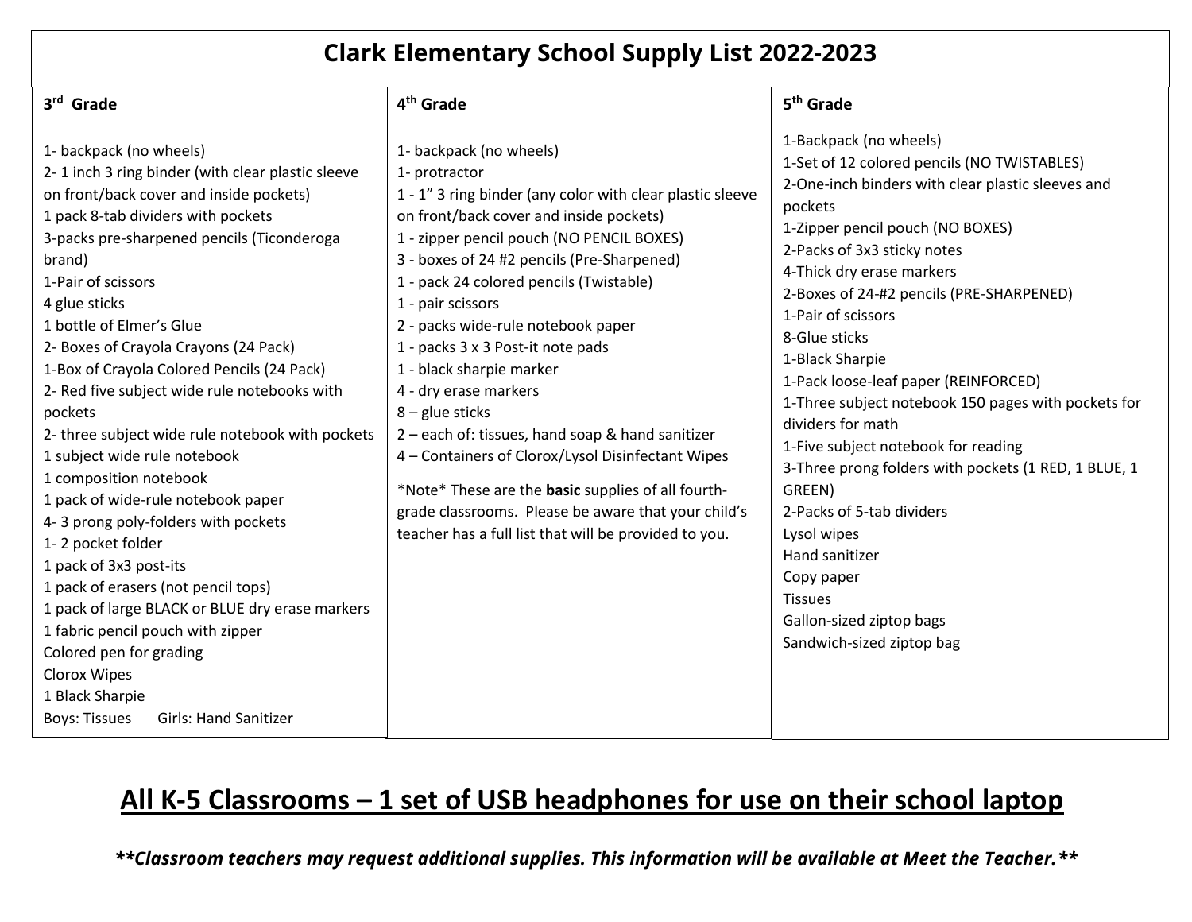# Clark Elementary School Supply List 2022-2023

## 3rd Grade

1- backpack (no wheels)
2- 1 inch 3 ring binder (with clear plastic sleeve on front/back cover and inside pockets)
1 pack 8-tab dividers with pockets
3-packs pre-sharpened pencils (Ticonderoga brand)
1-Pair of scissors
4 glue sticks
1 bottle of Elmer's Glue
2- Boxes of Crayola Crayons (24 Pack)
1-Box of Crayola Colored Pencils (24 Pack)
2- Red five subject wide rule notebooks with pockets
2- three subject wide rule notebook with pockets
1 subject wide rule notebook
1 composition notebook
1 pack of wide-rule notebook paper
4- 3 prong poly-folders with pockets
1- 2 pocket folder
1 pack of 3x3 post-its
1 pack of erasers (not pencil tops)
1 pack of large BLACK or BLUE dry erase markers
1 fabric pencil pouch with zipper
Colored pen for grading
Clorox Wipes
1 Black Sharpie
Boys: Tissues    Girls: Hand Sanitizer

## 4th Grade

1- backpack (no wheels)
1- protractor
1 - 1" 3 ring binder (any color with clear plastic sleeve on front/back cover and inside pockets)
1 - zipper pencil pouch (NO PENCIL BOXES)
3 - boxes of 24 #2 pencils (Pre-Sharpened)
1 - pack 24 colored pencils (Twistable)
1 - pair scissors
2 - packs wide-rule notebook paper
1 - packs 3 x 3 Post-it note pads
1 - black sharpie marker
4 - dry erase markers
8 – glue sticks
2 – each of: tissues, hand soap & hand sanitizer
4 – Containers of Clorox/Lysol Disinfectant Wipes

*Note* These are the **basic** supplies of all fourth-grade classrooms. Please be aware that your child's teacher has a full list that will be provided to you.

## 5th Grade

1-Backpack (no wheels)
1-Set of 12 colored pencils (NO TWISTABLES)
2-One-inch binders with clear plastic sleeves and pockets
1-Zipper pencil pouch (NO BOXES)
2-Packs of 3x3 sticky notes
4-Thick dry erase markers
2-Boxes of 24-#2 pencils (PRE-SHARPENED)
1-Pair of scissors
8-Glue sticks
1-Black Sharpie
1-Pack loose-leaf paper (REINFORCED)
1-Three subject notebook 150 pages with pockets for dividers for math
1-Five subject notebook for reading
3-Three prong folders with pockets (1 RED, 1 BLUE, 1 GREEN)
2-Packs of 5-tab dividers
Lysol wipes
Hand sanitizer
Copy paper
Tissues
Gallon-sized ziptop bags
Sandwich-sized ziptop bag

## All K-5 Classrooms – 1 set of USB headphones for use on their school laptop

***\*\*Classroom teachers may request additional supplies. This information will be available at Meet the Teacher.\*\****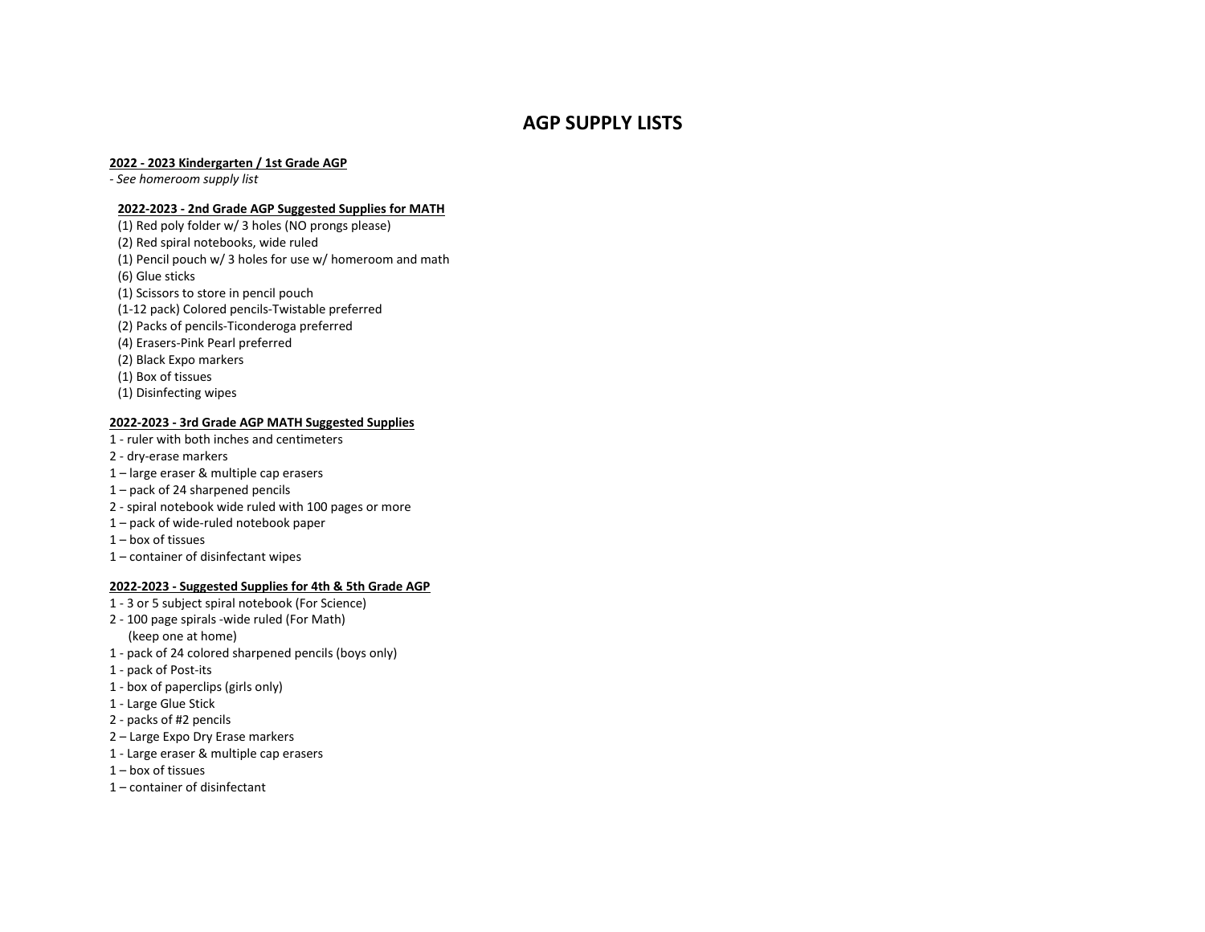# AGP SUPPLY LISTS

**2022 - 2023 Kindergarten / 1st Grade AGP**

*- See homeroom supply list*

**2022-2023 - 2nd Grade AGP Suggested Supplies for MATH**

(1) Red poly folder w/ 3 holes (NO prongs please)
(2) Red spiral notebooks, wide ruled
(1) Pencil pouch w/ 3 holes for use w/ homeroom and math
(6) Glue sticks
(1) Scissors to store in pencil pouch
(1-12 pack) Colored pencils-Twistable preferred
(2) Packs of pencils-Ticonderoga preferred
(4) Erasers-Pink Pearl preferred
(2) Black Expo markers
(1) Box of tissues
(1) Disinfecting wipes

**2022-2023 - 3rd Grade AGP MATH Suggested Supplies**

1 - ruler with both inches and centimeters
2 - dry-erase markers
1 – large eraser & multiple cap erasers
1 – pack of 24 sharpened pencils
2 - spiral notebook wide ruled with 100 pages or more
1 – pack of wide-ruled notebook paper
1 – box of tissues
1 – container of disinfectant wipes

**2022-2023 - Suggested Supplies for 4th & 5th Grade AGP**

1 - 3 or 5 subject spiral notebook (For Science)
2 - 100 page spirals -wide ruled (For Math)
   (keep one at home)
1 - pack of 24 colored sharpened pencils (boys only)
1 - pack of Post-its
1 - box of paperclips (girls only)
1 - Large Glue Stick
2 - packs of #2 pencils
2 – Large Expo Dry Erase markers
1 - Large eraser & multiple cap erasers
1 – box of tissues
1 – container of disinfectant